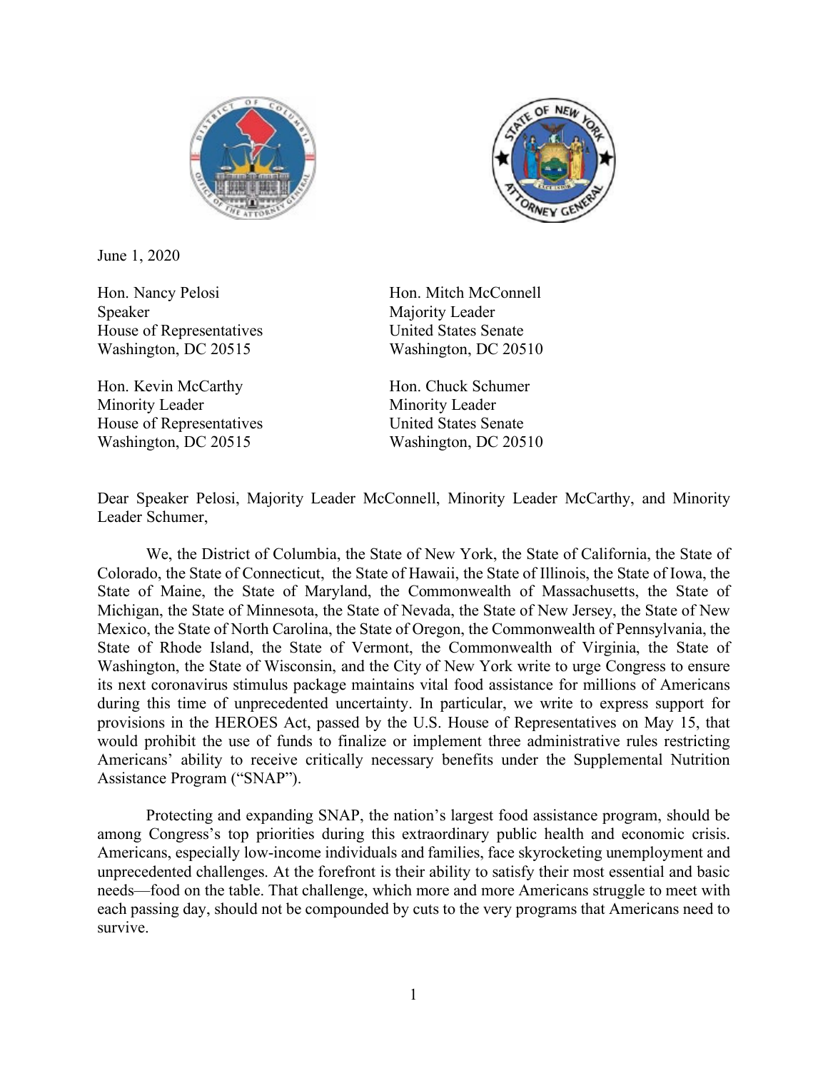June 1, 2020

Hon. Nancy Pelosi
Speaker
House of Representatives
Washington, DC 20515

Hon. Mitch McConnell
Majority Leader
United States Senate
Washington, DC 20510

Hon. Kevin McCarthy
Minority Leader
House of Representatives
Washington, DC 20515

Hon. Chuck Schumer
Minority Leader
United States Senate
Washington, DC 20510

Dear Speaker Pelosi, Majority Leader McConnell, Minority Leader McCarthy, and Minority Leader Schumer,

We, the District of Columbia, the State of New York, the State of California, the State of Colorado, the State of Connecticut, the State of Hawaii, the State of Illinois, the State of Iowa, the State of Maine, the State of Maryland, the Commonwealth of Massachusetts, the State of Michigan, the State of Minnesota, the State of Nevada, the State of New Jersey, the State of New Mexico, the State of North Carolina, the State of Oregon, the Commonwealth of Pennsylvania, the State of Rhode Island, the State of Vermont, the Commonwealth of Virginia, the State of Washington, the State of Wisconsin, and the City of New York write to urge Congress to ensure its next coronavirus stimulus package maintains vital food assistance for millions of Americans during this time of unprecedented uncertainty. In particular, we write to express support for provisions in the HEROES Act, passed by the U.S. House of Representatives on May 15, that would prohibit the use of funds to finalize or implement three administrative rules restricting Americans' ability to receive critically necessary benefits under the Supplemental Nutrition Assistance Program ("SNAP").

Protecting and expanding SNAP, the nation's largest food assistance program, should be among Congress's top priorities during this extraordinary public health and economic crisis. Americans, especially low-income individuals and families, face skyrocketing unemployment and unprecedented challenges. At the forefront is their ability to satisfy their most essential and basic needs—food on the table. That challenge, which more and more Americans struggle to meet with each passing day, should not be compounded by cuts to the very programs that Americans need to survive.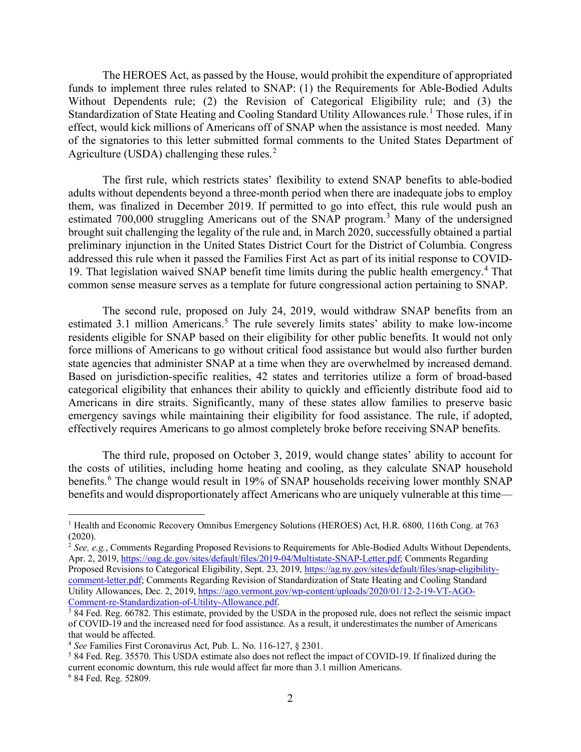The HEROES Act, as passed by the House, would prohibit the expenditure of appropriated funds to implement three rules related to SNAP: (1) the Requirements for Able-Bodied Adults Without Dependents rule; (2) the Revision of Categorical Eligibility rule; and (3) the Standardization of State Heating and Cooling Standard Utility Allowances rule.[1] Those rules, if in effect, would kick millions of Americans off of SNAP when the assistance is most needed. Many of the signatories to this letter submitted formal comments to the United States Department of Agriculture (USDA) challenging these rules.[2]

The first rule, which restricts states' flexibility to extend SNAP benefits to able-bodied adults without dependents beyond a three-month period when there are inadequate jobs to employ them, was finalized in December 2019. If permitted to go into effect, this rule would push an estimated 700,000 struggling Americans out of the SNAP program.[3] Many of the undersigned brought suit challenging the legality of the rule and, in March 2020, successfully obtained a partial preliminary injunction in the United States District Court for the District of Columbia. Congress addressed this rule when it passed the Families First Act as part of its initial response to COVID-19. That legislation waived SNAP benefit time limits during the public health emergency.[4] That common sense measure serves as a template for future congressional action pertaining to SNAP.

The second rule, proposed on July 24, 2019, would withdraw SNAP benefits from an estimated 3.1 million Americans.[5] The rule severely limits states' ability to make low-income residents eligible for SNAP based on their eligibility for other public benefits. It would not only force millions of Americans to go without critical food assistance but would also further burden state agencies that administer SNAP at a time when they are overwhelmed by increased demand. Based on jurisdiction-specific realities, 42 states and territories utilize a form of broad-based categorical eligibility that enhances their ability to quickly and efficiently distribute food aid to Americans in dire straits. Significantly, many of these states allow families to preserve basic emergency savings while maintaining their eligibility for food assistance. The rule, if adopted, effectively requires Americans to go almost completely broke before receiving SNAP benefits.

The third rule, proposed on October 3, 2019, would change states' ability to account for the costs of utilities, including home heating and cooling, as they calculate SNAP household benefits.[6] The change would result in 19% of SNAP households receiving lower monthly SNAP benefits and would disproportionately affect Americans who are uniquely vulnerable at this time—

---

[1] Health and Economic Recovery Omnibus Emergency Solutions (HEROES) Act, H.R. 6800, 116th Cong. at 763 (2020).

[2] *See, e.g.*, Comments Regarding Proposed Revisions to Requirements for Able-Bodied Adults Without Dependents, Apr. 2, 2019, https://oag.dc.gov/sites/default/files/2019-04/Multistate-SNAP-Letter.pdf; Comments Regarding Proposed Revisions to Categorical Eligibility, Sept. 23, 2019, https://ag.ny.gov/sites/default/files/snap-eligibility-comment-letter.pdf; Comments Regarding Revision of Standardization of State Heating and Cooling Standard Utility Allowances, Dec. 2, 2019, https://ago.vermont.gov/wp-content/uploads/2020/01/12-2-19-VT-AGO-Comment-re-Standardization-of-Utility-Allowance.pdf.

[3] 84 Fed. Reg. 66782. This estimate, provided by the USDA in the proposed rule, does not reflect the seismic impact of COVID-19 and the increased need for food assistance. As a result, it underestimates the number of Americans that would be affected.

[4] *See* Families First Coronavirus Act, Pub. L. No. 116-127, § 2301.

[5] 84 Fed. Reg. 35570. This USDA estimate also does not reflect the impact of COVID-19. If finalized during the current economic downturn, this rule would affect far more than 3.1 million Americans.

[6] 84 Fed. Reg. 52809.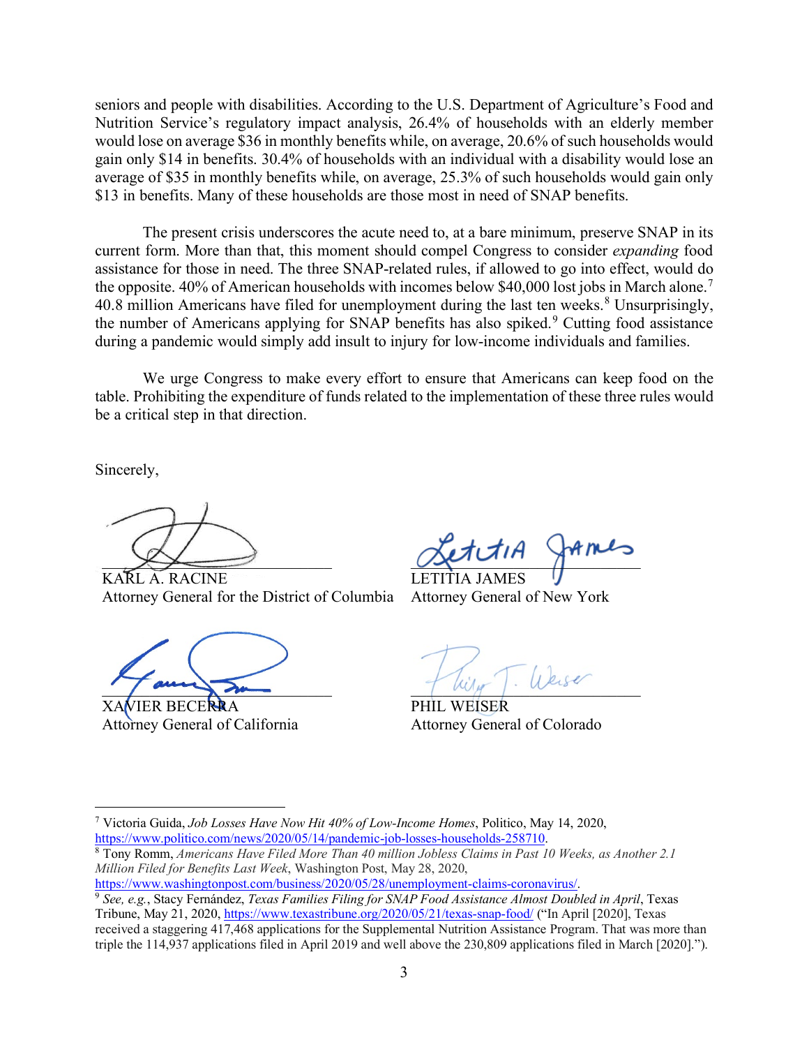seniors and people with disabilities. According to the U.S. Department of Agriculture's Food and Nutrition Service's regulatory impact analysis, 26.4% of households with an elderly member would lose on average $36 in monthly benefits while, on average, 20.6% of such households would gain only $14 in benefits. 30.4% of households with an individual with a disability would lose an average of $35 in monthly benefits while, on average, 25.3% of such households would gain only $13 in benefits. Many of these households are those most in need of SNAP benefits.

The present crisis underscores the acute need to, at a bare minimum, preserve SNAP in its current form. More than that, this moment should compel Congress to consider *expanding* food assistance for those in need. The three SNAP-related rules, if allowed to go into effect, would do the opposite. 40% of American households with incomes below $40,000 lost jobs in March alone.[7] 40.8 million Americans have filed for unemployment during the last ten weeks.[8] Unsurprisingly, the number of Americans applying for SNAP benefits has also spiked.[9] Cutting food assistance during a pandemic would simply add insult to injury for low-income individuals and families.

We urge Congress to make every effort to ensure that Americans can keep food on the table. Prohibiting the expenditure of funds related to the implementation of these three rules would be a critical step in that direction.

Sincerely,

KARL A. RACINE
Attorney General for the District of Columbia

LETITIA JAMES
Attorney General of New York

XAVIER BECERRA
Attorney General of California

PHIL WEISER
Attorney General of Colorado

---

[7] Victoria Guida, *Job Losses Have Now Hit 40% of Low-Income Homes*, Politico, May 14, 2020, https://www.politico.com/news/2020/05/14/pandemic-job-losses-households-258710.

[8] Tony Romm, *Americans Have Filed More Than 40 million Jobless Claims in Past 10 Weeks, as Another 2.1 Million Filed for Benefits Last Week*, Washington Post, May 28, 2020, https://www.washingtonpost.com/business/2020/05/28/unemployment-claims-coronavirus/.

[9] *See, e.g.*, Stacy Fernández, *Texas Families Filing for SNAP Food Assistance Almost Doubled in April*, Texas Tribune, May 21, 2020, https://www.texastribune.org/2020/05/21/texas-snap-food/ ("In April [2020], Texas received a staggering 417,468 applications for the Supplemental Nutrition Assistance Program. That was more than triple the 114,937 applications filed in April 2019 and well above the 230,809 applications filed in March [2020].").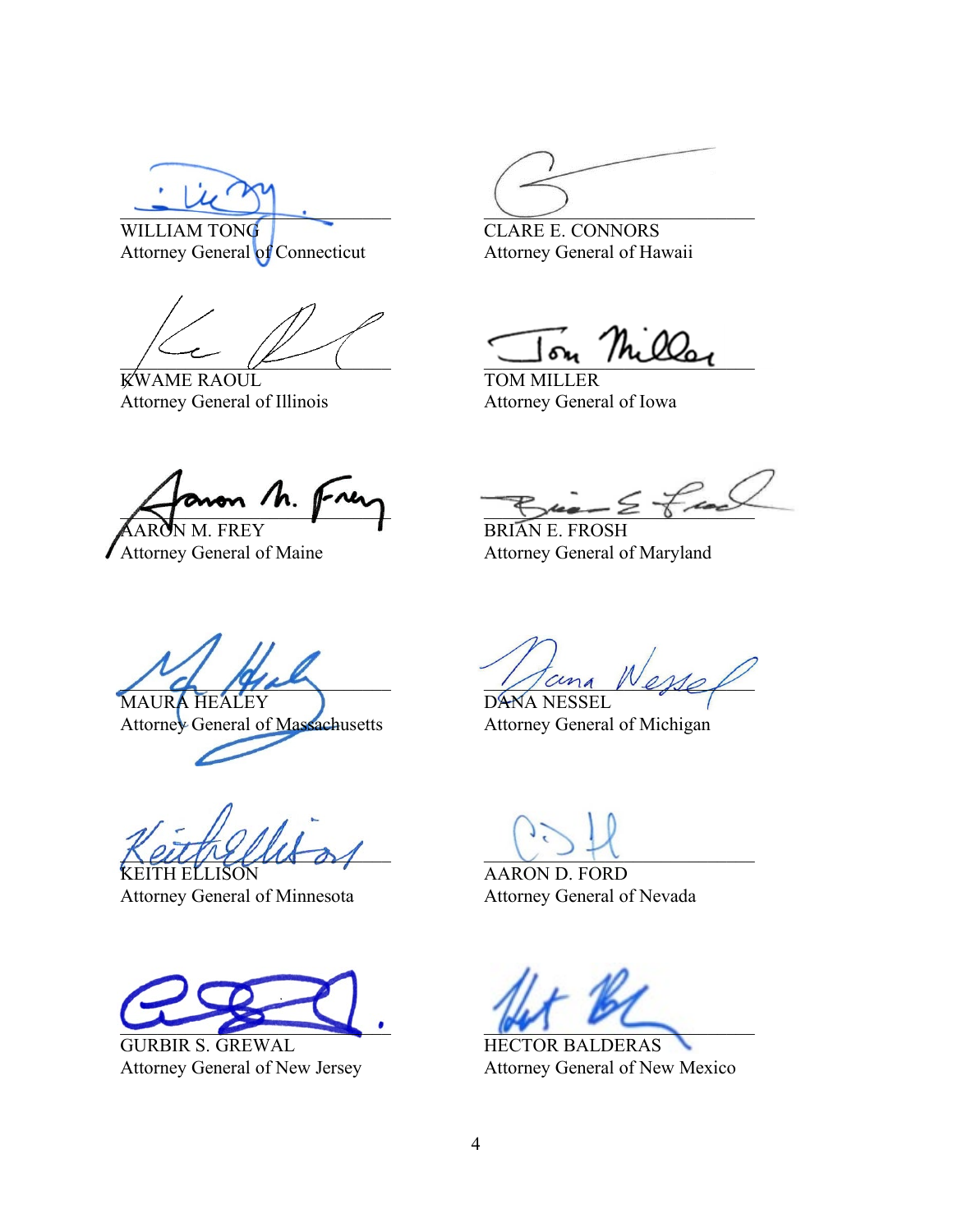WILLIAM TONG
Attorney General of Connecticut

CLARE E. CONNORS
Attorney General of Hawaii

KWAME RAOUL
Attorney General of Illinois

TOM MILLER
Attorney General of Iowa

AARON M. FREY
Attorney General of Maine

BRIAN E. FROSH
Attorney General of Maryland

MAURA HEALEY
Attorney General of Massachusetts

DANA NESSEL
Attorney General of Michigan

KEITH ELLISON
Attorney General of Minnesota

AARON D. FORD
Attorney General of Nevada

GURBIR S. GREWAL
Attorney General of New Jersey

HECTOR BALDERAS
Attorney General of New Mexico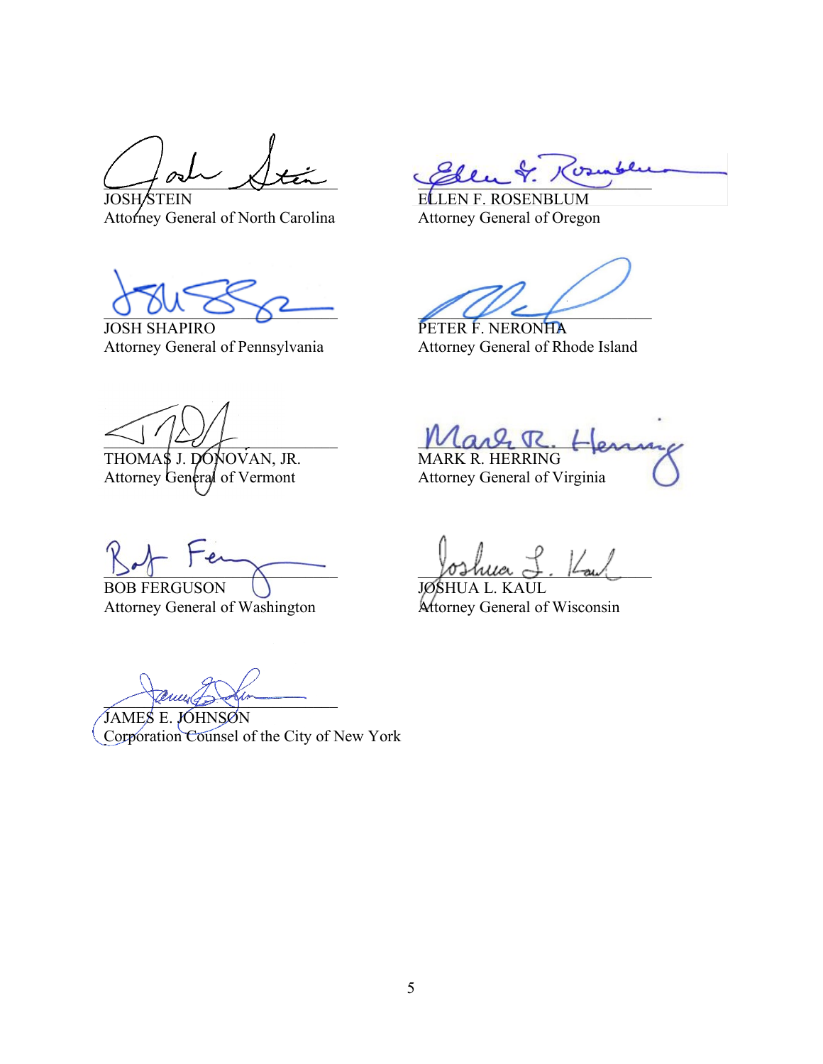JOSH STEIN
Attorney General of North Carolina

ELLEN F. ROSENBLUM
Attorney General of Oregon

JOSH SHAPIRO
Attorney General of Pennsylvania

PETER F. NERONHA
Attorney General of Rhode Island

THOMAS J. DONOVAN, JR.
Attorney General of Vermont

MARK R. HERRING
Attorney General of Virginia

BOB FERGUSON
Attorney General of Washington

JOSHUA L. KAUL
Attorney General of Wisconsin

JAMES E. JOHNSON
Corporation Counsel of the City of New York